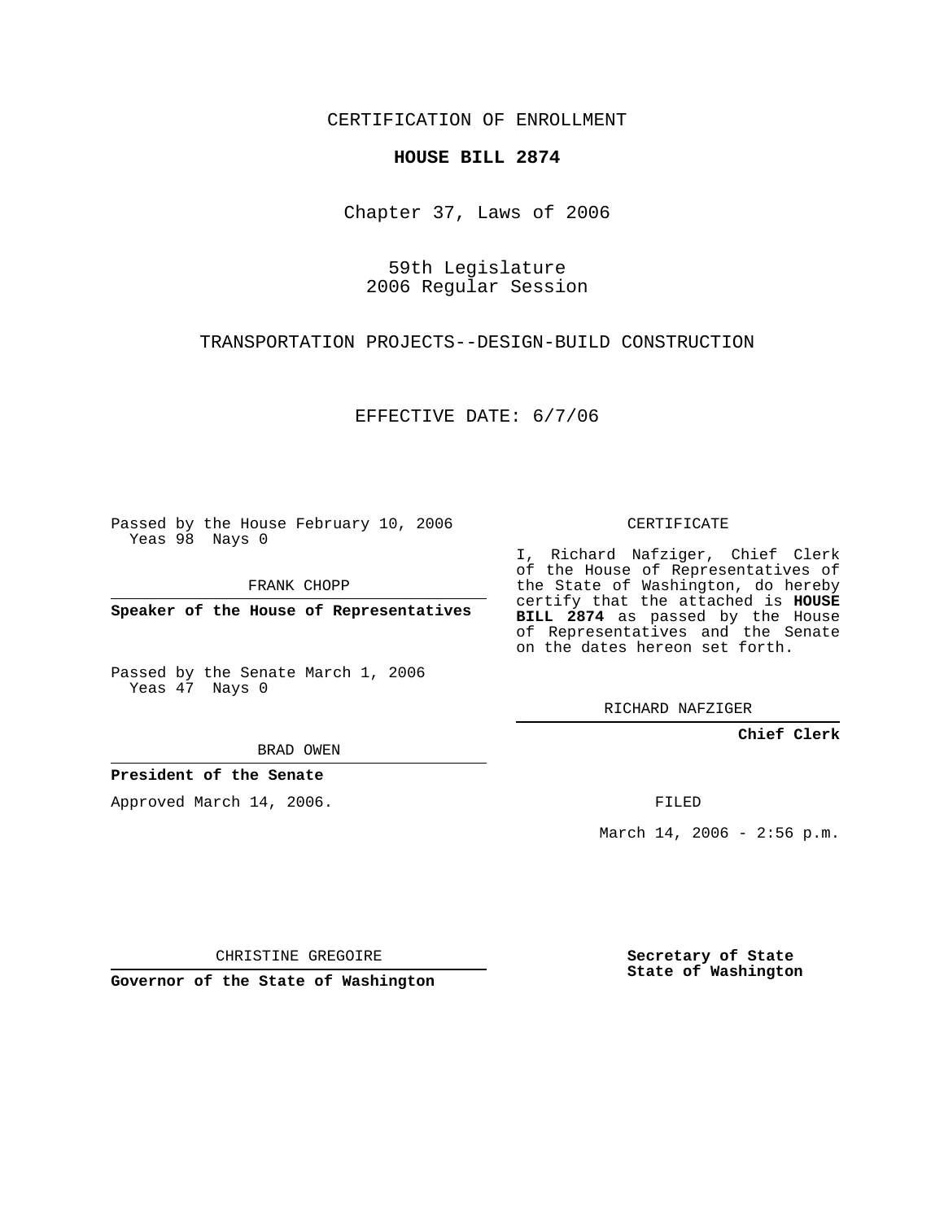CERTIFICATION OF ENROLLMENT

**HOUSE BILL 2874**

Chapter 37, Laws of 2006

59th Legislature
2006 Regular Session

TRANSPORTATION PROJECTS--DESIGN-BUILD CONSTRUCTION

EFFECTIVE DATE: 6/7/06

Passed by the House February 10, 2006
Yeas 98 Nays 0

FRANK CHOPP

**Speaker of the House of Representatives**

Passed by the Senate March 1, 2006
Yeas 47 Nays 0

BRAD OWEN

**President of the Senate**

Approved March 14, 2006.

CHRISTINE GREGOIRE

**Governor of the State of Washington**

CERTIFICATE

I, Richard Nafziger, Chief Clerk of the House of Representatives of the State of Washington, do hereby certify that the attached is **HOUSE BILL 2874** as passed by the House of Representatives and the Senate on the dates hereon set forth.

RICHARD NAFZIGER

**Chief Clerk**

FILED

March 14, 2006 - 2:56 p.m.

**Secretary of State**
**State of Washington**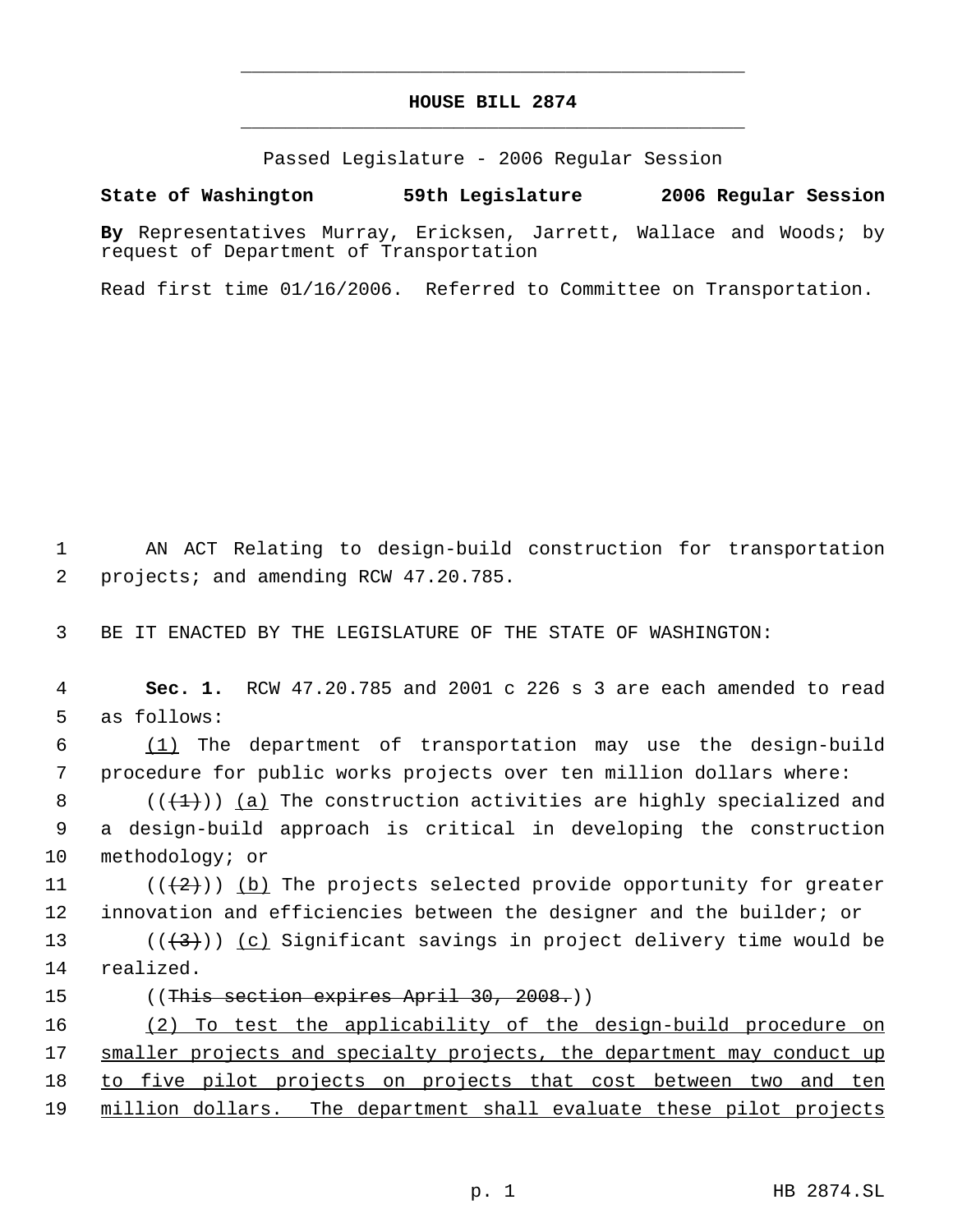# HOUSE BILL 2874

Passed Legislature - 2006 Regular Session

**State of Washington 59th Legislature 2006 Regular Session**

**By** Representatives Murray, Ericksen, Jarrett, Wallace and Woods; by request of Department of Transportation

Read first time 01/16/2006. Referred to Committee on Transportation.

AN ACT Relating to design-build construction for transportation projects; and amending RCW 47.20.785.

BE IT ENACTED BY THE LEGISLATURE OF THE STATE OF WASHINGTON:

**Sec. 1.** RCW 47.20.785 and 2001 c 226 s 3 are each amended to read as follows:

(1) The department of transportation may use the design-build procedure for public works projects over ten million dollars where:

(((1))) (a) The construction activities are highly specialized and a design-build approach is critical in developing the construction methodology; or

(((2))) (b) The projects selected provide opportunity for greater innovation and efficiencies between the designer and the builder; or

(((3))) (c) Significant savings in project delivery time would be realized.

((This section expires April 30, 2008.))

(2) To test the applicability of the design-build procedure on smaller projects and specialty projects, the department may conduct up to five pilot projects on projects that cost between two and ten million dollars. The department shall evaluate these pilot projects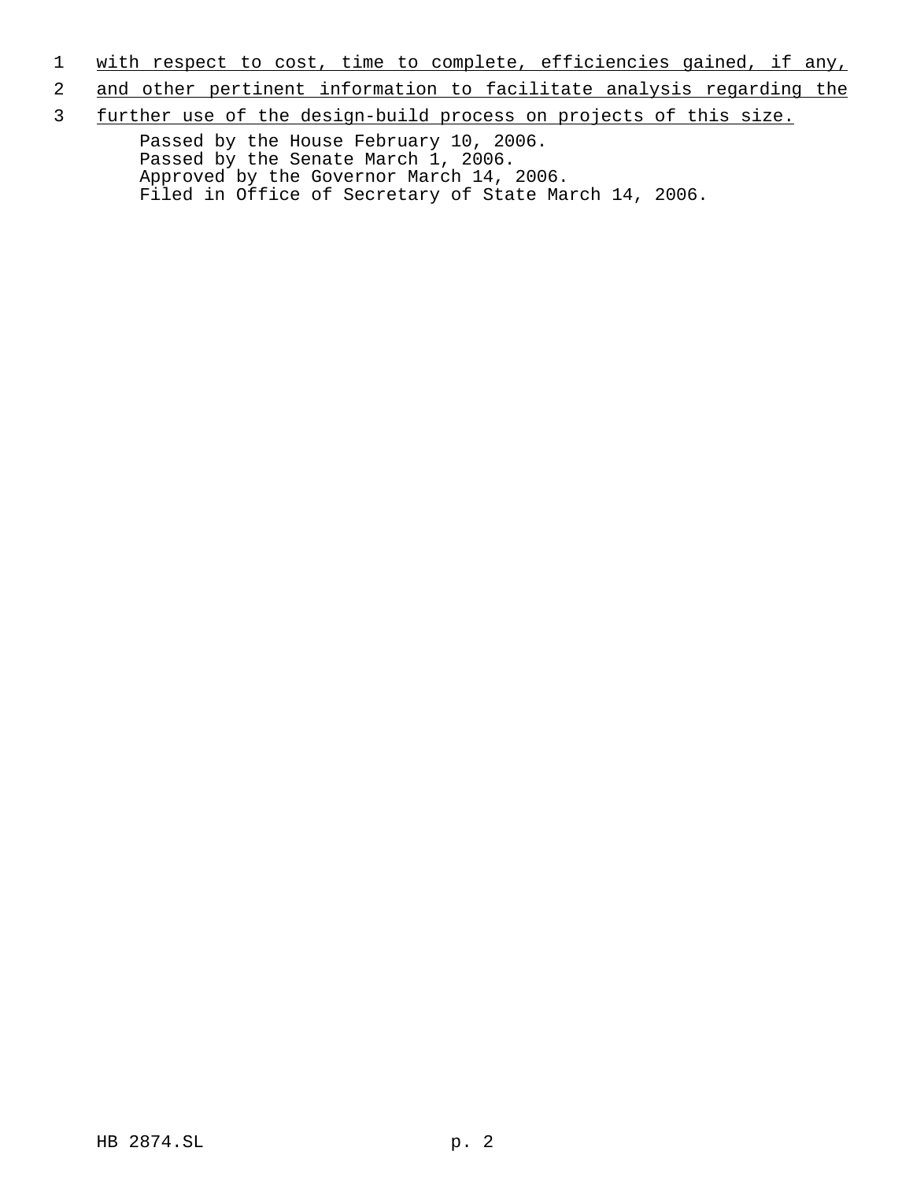with respect to cost, time to complete, efficiencies gained, if any, and other pertinent information to facilitate analysis regarding the further use of the design-build process on projects of this size.

Passed by the House February 10, 2006.
Passed by the Senate March 1, 2006.
Approved by the Governor March 14, 2006.
Filed in Office of Secretary of State March 14, 2006.